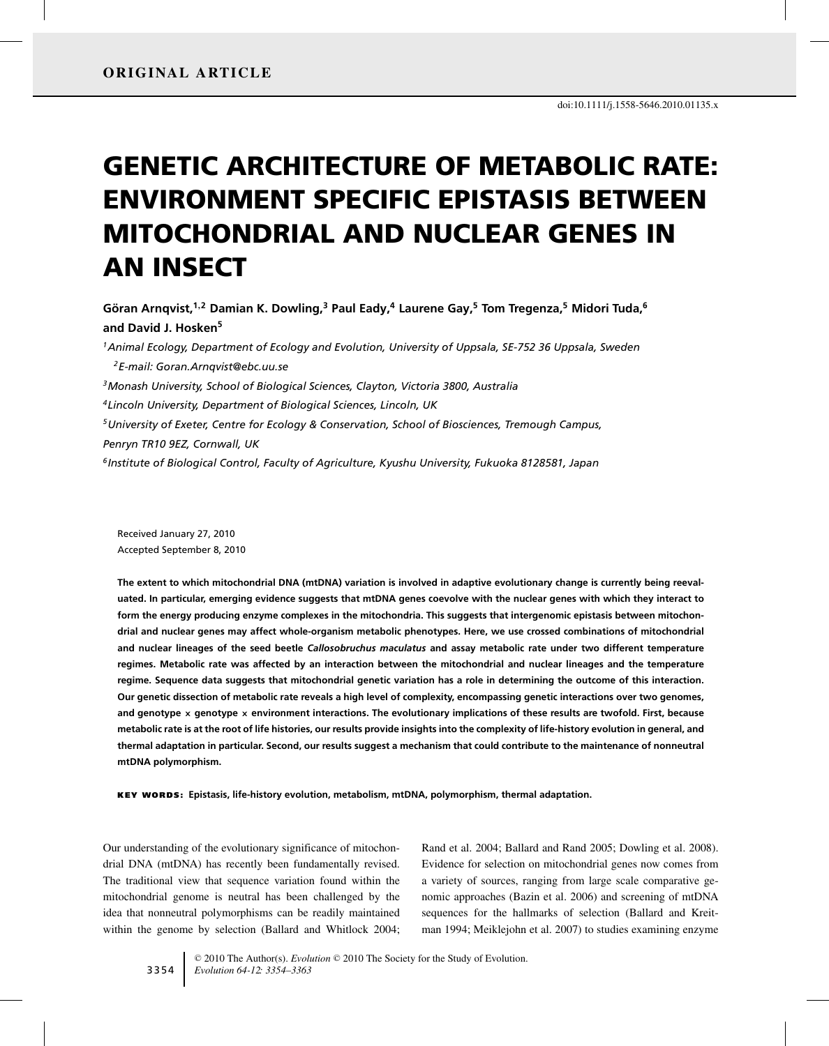ORIGINAL ARTICLE

doi:10.1111/j.1558-5646.2010.01135.x

# GENETIC ARCHITECTURE OF METABOLIC RATE: ENVIRONMENT SPECIFIC EPISTASIS BETWEEN MITOCHONDRIAL AND NUCLEAR GENES IN AN INSECT

**Göran Arnqvist,[1,2] Damian K. Dowling,[3] Paul Eady,[4] Laurene Gay,[5] Tom Tregenza,[5] Midori Tuda,[6] and David J. Hosken[5]**

*[1]Animal Ecology, Department of Ecology and Evolution, University of Uppsala, SE-752 36 Uppsala, Sweden*

*[2]E-mail: Goran.Arnqvist@ebc.uu.se*

*[3]Monash University, School of Biological Sciences, Clayton, Victoria 3800, Australia*

*[4]Lincoln University, Department of Biological Sciences, Lincoln, UK*

*[5]University of Exeter, Centre for Ecology & Conservation, School of Biosciences, Tremough Campus, Penryn TR10 9EZ, Cornwall, UK*

*[6]Institute of Biological Control, Faculty of Agriculture, Kyushu University, Fukuoka 8128581, Japan*

Received January 27, 2010
Accepted September 8, 2010

**The extent to which mitochondrial DNA (mtDNA) variation is involved in adaptive evolutionary change is currently being reevaluated. In particular, emerging evidence suggests that mtDNA genes coevolve with the nuclear genes with which they interact to form the energy producing enzyme complexes in the mitochondria. This suggests that intergenomic epistasis between mitochondrial and nuclear genes may affect whole-organism metabolic phenotypes. Here, we use crossed combinations of mitochondrial and nuclear lineages of the seed beetle *Callosobruchus maculatus* and assay metabolic rate under two different temperature regimes. Metabolic rate was affected by an interaction between the mitochondrial and nuclear lineages and the temperature regime. Sequence data suggests that mitochondrial genetic variation has a role in determining the outcome of this interaction. Our genetic dissection of metabolic rate reveals a high level of complexity, encompassing genetic interactions over two genomes, and genotype × genotype × environment interactions. The evolutionary implications of these results are twofold. First, because metabolic rate is at the root of life histories, our results provide insights into the complexity of life-history evolution in general, and thermal adaptation in particular. Second, our results suggest a mechanism that could contribute to the maintenance of nonneutral mtDNA polymorphism.**

**KEY WORDS:** Epistasis, life-history evolution, metabolism, mtDNA, polymorphism, thermal adaptation.

Our understanding of the evolutionary significance of mitochondrial DNA (mtDNA) has recently been fundamentally revised. The traditional view that sequence variation found within the mitochondrial genome is neutral has been challenged by the idea that nonneutral polymorphisms can be readily maintained within the genome by selection (Ballard and Whitlock 2004; Rand et al. 2004; Ballard and Rand 2005; Dowling et al. 2008). Evidence for selection on mitochondrial genes now comes from a variety of sources, ranging from large scale comparative genomic approaches (Bazin et al. 2006) and screening of mtDNA sequences for the hallmarks of selection (Ballard and Kreitman 1994; Meiklejohn et al. 2007) to studies examining enzyme

© 2010 The Author(s). *Evolution* © 2010 The Society for the Study of Evolution.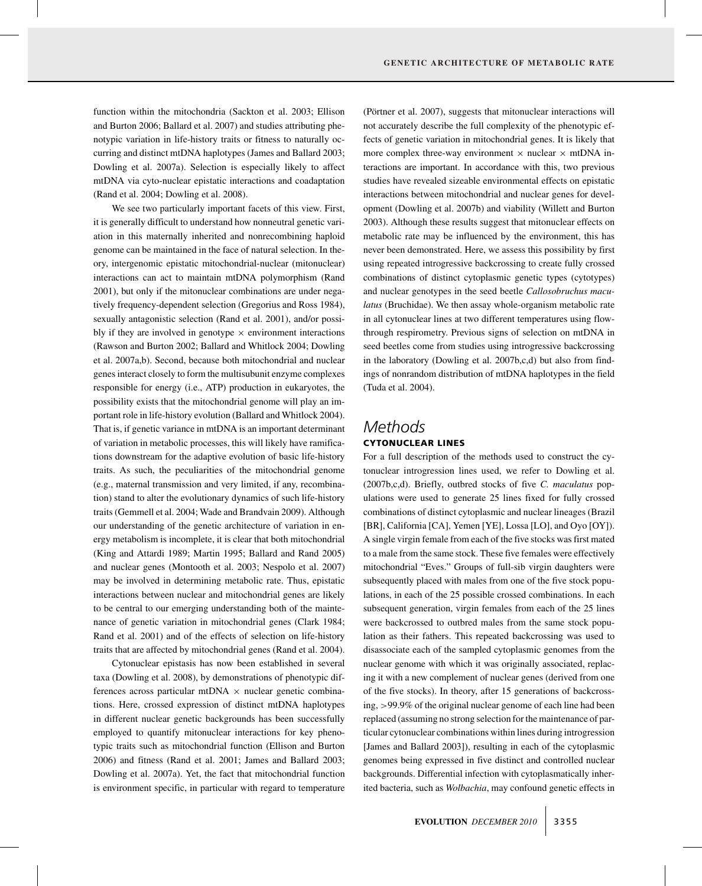function within the mitochondria (Sackton et al. 2003; Ellison and Burton 2006; Ballard et al. 2007) and studies attributing phenotypic variation in life-history traits or fitness to naturally occurring and distinct mtDNA haplotypes (James and Ballard 2003; Dowling et al. 2007a). Selection is especially likely to affect mtDNA via cyto-nuclear epistatic interactions and coadaptation (Rand et al. 2004; Dowling et al. 2008).

We see two particularly important facets of this view. First, it is generally difficult to understand how nonneutral genetic variation in this maternally inherited and nonrecombining haploid genome can be maintained in the face of natural selection. In theory, intergenomic epistatic mitochondrial-nuclear (mitonuclear) interactions can act to maintain mtDNA polymorphism (Rand 2001), but only if the mitonuclear combinations are under negatively frequency-dependent selection (Gregorius and Ross 1984), sexually antagonistic selection (Rand et al. 2001), and/or possibly if they are involved in genotype × environment interactions (Rawson and Burton 2002; Ballard and Whitlock 2004; Dowling et al. 2007a,b). Second, because both mitochondrial and nuclear genes interact closely to form the multisubunit enzyme complexes responsible for energy (i.e., ATP) production in eukaryotes, the possibility exists that the mitochondrial genome will play an important role in life-history evolution (Ballard and Whitlock 2004). That is, if genetic variance in mtDNA is an important determinant of variation in metabolic processes, this will likely have ramifications downstream for the adaptive evolution of basic life-history traits. As such, the peculiarities of the mitochondrial genome (e.g., maternal transmission and very limited, if any, recombination) stand to alter the evolutionary dynamics of such life-history traits (Gemmell et al. 2004; Wade and Brandvain 2009). Although our understanding of the genetic architecture of variation in energy metabolism is incomplete, it is clear that both mitochondrial (King and Attardi 1989; Martin 1995; Ballard and Rand 2005) and nuclear genes (Montooth et al. 2003; Nespolo et al. 2007) may be involved in determining metabolic rate. Thus, epistatic interactions between nuclear and mitochondrial genes are likely to be central to our emerging understanding both of the maintenance of genetic variation in mitochondrial genes (Clark 1984; Rand et al. 2001) and of the effects of selection on life-history traits that are affected by mitochondrial genes (Rand et al. 2004).

Cytonuclear epistasis has now been established in several taxa (Dowling et al. 2008), by demonstrations of phenotypic differences across particular mtDNA × nuclear genetic combinations. Here, crossed expression of distinct mtDNA haplotypes in different nuclear genetic backgrounds has been successfully employed to quantify mitonuclear interactions for key phenotypic traits such as mitochondrial function (Ellison and Burton 2006) and fitness (Rand et al. 2001; James and Ballard 2003; Dowling et al. 2007a). Yet, the fact that mitochondrial function is environment specific, in particular with regard to temperature (Pörtner et al. 2007), suggests that mitonuclear interactions will not accurately describe the full complexity of the phenotypic effects of genetic variation in mitochondrial genes. It is likely that more complex three-way environment × nuclear × mtDNA interactions are important. In accordance with this, two previous studies have revealed sizeable environmental effects on epistatic interactions between mitochondrial and nuclear genes for development (Dowling et al. 2007b) and viability (Willett and Burton 2003). Although these results suggest that mitonuclear effects on metabolic rate may be influenced by the environment, this has never been demonstrated. Here, we assess this possibility by first using repeated introgressive backcrossing to create fully crossed combinations of distinct cytoplasmic genetic types (cytotypes) and nuclear genotypes in the seed beetle *Callosobruchus maculatus* (Bruchidae). We then assay whole-organism metabolic rate in all cytonuclear lines at two different temperatures using flow-through respirometry. Previous signs of selection on mtDNA in seed beetles come from studies using introgressive backcrossing in the laboratory (Dowling et al. 2007b,c,d) but also from findings of nonrandom distribution of mtDNA haplotypes in the field (Tuda et al. 2004).

# Methods

## CYTONUCLEAR LINES

For a full description of the methods used to construct the cytonuclear introgression lines used, we refer to Dowling et al. (2007b,c,d). Briefly, outbred stocks of five *C. maculatus* populations were used to generate 25 lines fixed for fully crossed combinations of distinct cytoplasmic and nuclear lineages (Brazil [BR], California [CA], Yemen [YE], Lossa [LO], and Oyo [OY]). A single virgin female from each of the five stocks was first mated to a male from the same stock. These five females were effectively mitochondrial "Eves." Groups of full-sib virgin daughters were subsequently placed with males from one of the five stock populations, in each of the 25 possible crossed combinations. In each subsequent generation, virgin females from each of the 25 lines were backcrossed to outbred males from the same stock population as their fathers. This repeated backcrossing was used to disassociate each of the sampled cytoplasmic genomes from the nuclear genome with which it was originally associated, replacing it with a new complement of nuclear genes (derived from one of the five stocks). In theory, after 15 generations of backcrossing, >99.9% of the original nuclear genome of each line had been replaced (assuming no strong selection for the maintenance of particular cytonuclear combinations within lines during introgression [James and Ballard 2003]), resulting in each of the cytoplasmic genomes being expressed in five distinct and controlled nuclear backgrounds. Differential infection with cytoplasmatically inherited bacteria, such as *Wolbachia*, may confound genetic effects in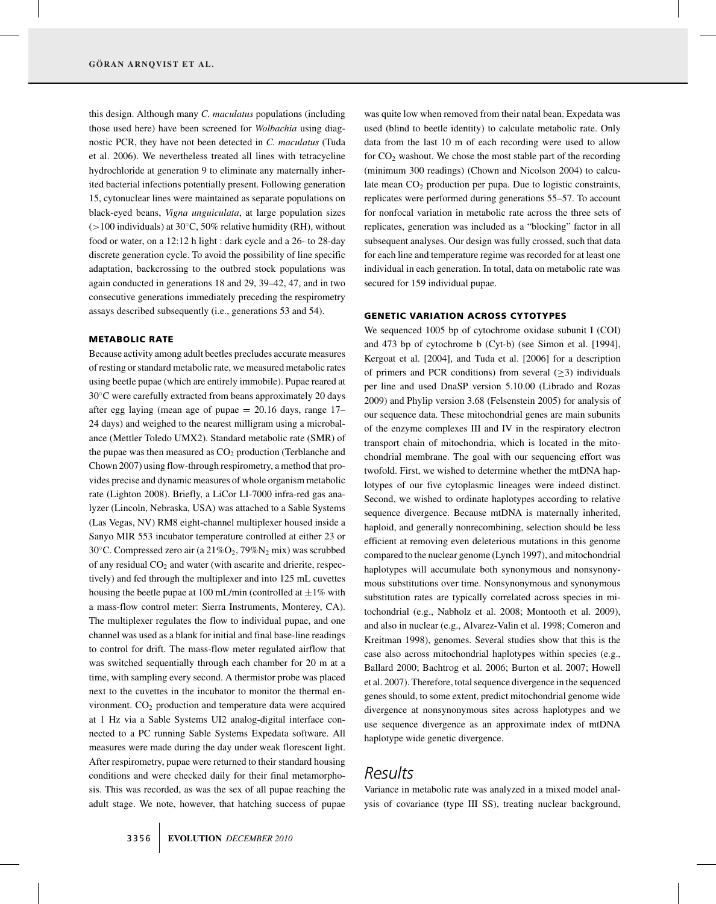this design. Although many *C. maculatus* populations (including those used here) have been screened for *Wolbachia* using diagnostic PCR, they have not been detected in *C. maculatus* (Tuda et al. 2006). We nevertheless treated all lines with tetracycline hydrochloride at generation 9 to eliminate any maternally inherited bacterial infections potentially present. Following generation 15, cytonuclear lines were maintained as separate populations on black-eyed beans, *Vigna unguiculata*, at large population sizes (>100 individuals) at 30°C, 50% relative humidity (RH), without food or water, on a 12:12 h light : dark cycle and a 26- to 28-day discrete generation cycle. To avoid the possibility of line specific adaptation, backcrossing to the outbred stock populations was again conducted in generations 18 and 29, 39–42, 47, and in two consecutive generations immediately preceding the respirometry assays described subsequently (i.e., generations 53 and 54).

### METABOLIC RATE

Because activity among adult beetles precludes accurate measures of resting or standard metabolic rate, we measured metabolic rates using beetle pupae (which are entirely immobile). Pupae reared at 30°C were carefully extracted from beans approximately 20 days after egg laying (mean age of pupae = 20.16 days, range 17–24 days) and weighed to the nearest milligram using a microbalance (Mettler Toledo UMX2). Standard metabolic rate (SMR) of the pupae was then measured as $CO_2$ production (Terblanche and Chown 2007) using flow-through respirometry, a method that provides precise and dynamic measures of whole organism metabolic rate (Lighton 2008). Briefly, a LiCor LI-7000 infra-red gas analyzer (Lincoln, Nebraska, USA) was attached to a Sable Systems (Las Vegas, NV) RM8 eight-channel multiplexer housed inside a Sanyo MIR 553 incubator temperature controlled at either 23 or 30°C. Compressed zero air (a 21%$O_2$, 79%$N_2$ mix) was scrubbed of any residual $CO_2$ and water (with ascarite and drierite, respectively) and fed through the multiplexer and into 125 mL cuvettes housing the beetle pupae at 100 mL/min (controlled at ±1% with a mass-flow control meter: Sierra Instruments, Monterey, CA). The multiplexer regulates the flow to individual pupae, and one channel was used as a blank for initial and final base-line readings to control for drift. The mass-flow meter regulated airflow that was switched sequentially through each chamber for 20 m at a time, with sampling every second. A thermistor probe was placed next to the cuvettes in the incubator to monitor the thermal environment. $CO_2$ production and temperature data were acquired at 1 Hz via a Sable Systems UI2 analog-digital interface connected to a PC running Sable Systems Expedata software. All measures were made during the day under weak florescent light. After respirometry, pupae were returned to their standard housing conditions and were checked daily for their final metamorphosis. This was recorded, as was the sex of all pupae reaching the adult stage. We note, however, that hatching success of pupae was quite low when removed from their natal bean. Expedata was used (blind to beetle identity) to calculate metabolic rate. Only data from the last 10 m of each recording were used to allow for $CO_2$ washout. We chose the most stable part of the recording (minimum 300 readings) (Chown and Nicolson 2004) to calculate mean $CO_2$ production per pupa. Due to logistic constraints, replicates were performed during generations 55–57. To account for nonfocal variation in metabolic rate across the three sets of replicates, generation was included as a "blocking" factor in all subsequent analyses. Our design was fully crossed, such that data for each line and temperature regime was recorded for at least one individual in each generation. In total, data on metabolic rate was secured for 159 individual pupae.

### GENETIC VARIATION ACROSS CYTOTYPES

We sequenced 1005 bp of cytochrome oxidase subunit I (COI) and 473 bp of cytochrome b (Cyt-b) (see Simon et al. [1994], Kergoat et al. [2004], and Tuda et al. [2006] for a description of primers and PCR conditions) from several ($\geq$3) individuals per line and used DnaSP version 5.10.00 (Librado and Rozas 2009) and Phylip version 3.68 (Felsenstein 2005) for analysis of our sequence data. These mitochondrial genes are main subunits of the enzyme complexes III and IV in the respiratory electron transport chain of mitochondria, which is located in the mitochondrial membrane. The goal with our sequencing effort was twofold. First, we wished to determine whether the mtDNA haplotypes of our five cytoplasmic lineages were indeed distinct. Second, we wished to ordinate haplotypes according to relative sequence divergence. Because mtDNA is maternally inherited, haploid, and generally nonrecombining, selection should be less efficient at removing even deleterious mutations in this genome compared to the nuclear genome (Lynch 1997), and mitochondrial haplotypes will accumulate both synonymous and nonsynonymous substitutions over time. Nonsynonymous and synonymous substitution rates are typically correlated across species in mitochondrial (e.g., Nabholz et al. 2008; Montooth et al. 2009), and also in nuclear (e.g., Alvarez-Valin et al. 1998; Comeron and Kreitman 1998), genomes. Several studies show that this is the case also across mitochondrial haplotypes within species (e.g., Ballard 2000; Bachtrog et al. 2006; Burton et al. 2007; Howell et al. 2007). Therefore, total sequence divergence in the sequenced genes should, to some extent, predict mitochondrial genome wide divergence at nonsynonymous sites across haplotypes and we use sequence divergence as an approximate index of mtDNA haplotype wide genetic divergence.

## Results

Variance in metabolic rate was analyzed in a mixed model analysis of covariance (type III SS), treating nuclear background,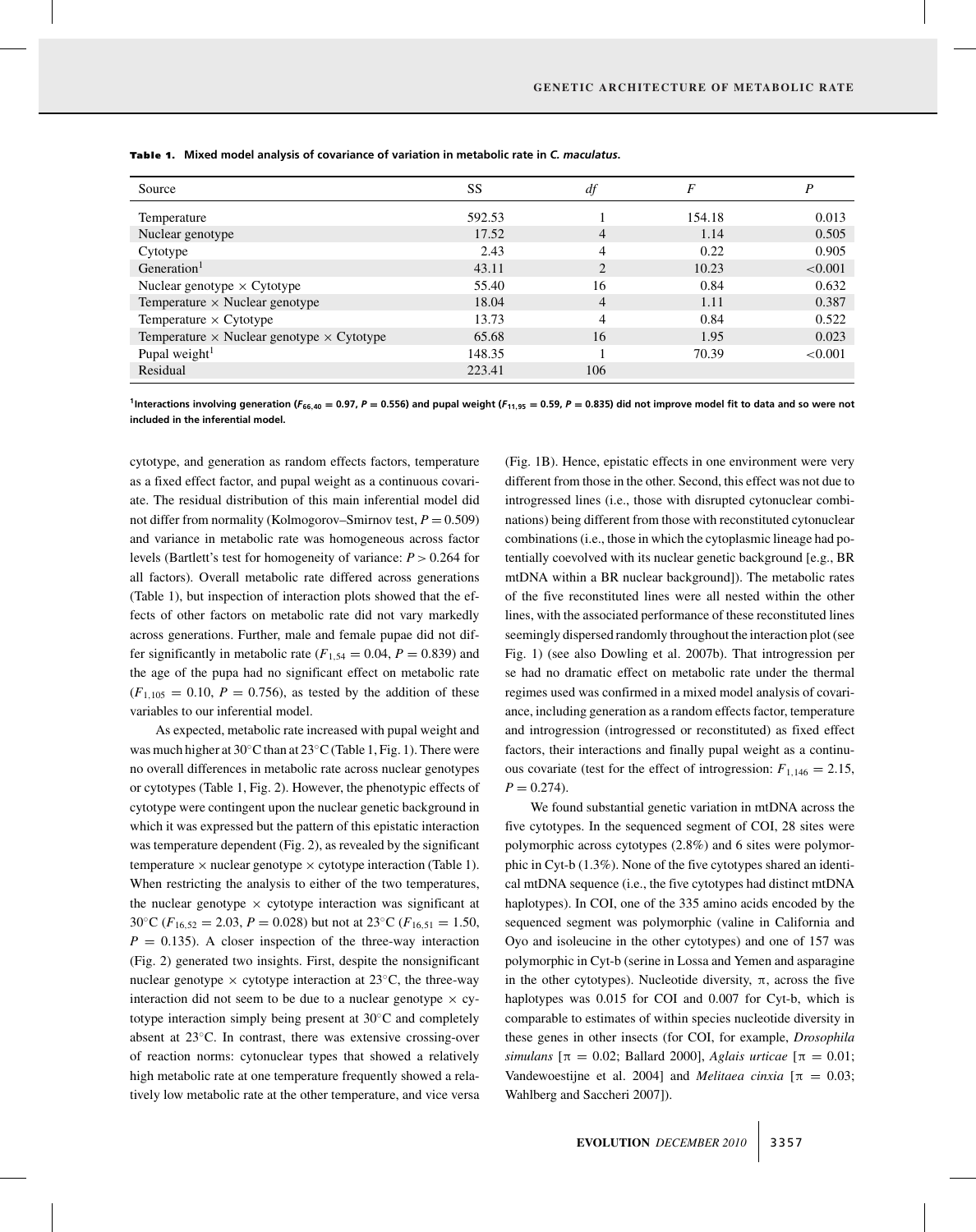**Table 1. Mixed model analysis of covariance of variation in metabolic rate in *C. maculatus*.**

| Source | SS | *df* | *F* | *P* |
|---|---|---|---|---|
| Temperature | 592.53 | 1 | 154.18 | 0.013 |
| Nuclear genotype | 17.52 | 4 | 1.14 | 0.505 |
| Cytotype | 2.43 | 4 | 0.22 | 0.905 |
| Generation[1] | 43.11 | 2 | 10.23 | <0.001 |
| Nuclear genotype × Cytotype | 55.40 | 16 | 0.84 | 0.632 |
| Temperature × Nuclear genotype | 18.04 | 4 | 1.11 | 0.387 |
| Temperature × Cytotype | 13.73 | 4 | 0.84 | 0.522 |
| Temperature × Nuclear genotype × Cytotype | 65.68 | 16 | 1.95 | 0.023 |
| Pupal weight[1] | 148.35 | 1 | 70.39 | <0.001 |
| Residual | 223.41 | 106 | | |

[1]Interactions involving generation ($F_{66,40} = 0.97$, $P = 0.556$) and pupal weight ($F_{11,95} = 0.59$, $P = 0.835$) did not improve model fit to data and so were not included in the inferential model.

cytotype, and generation as random effects factors, temperature as a fixed effect factor, and pupal weight as a continuous covariate. The residual distribution of this main inferential model did not differ from normality (Kolmogorov–Smirnov test, $P = 0.509$) and variance in metabolic rate was homogeneous across factor levels (Bartlett's test for homogeneity of variance: $P > 0.264$ for all factors). Overall metabolic rate differed across generations (Table 1), but inspection of interaction plots showed that the effects of other factors on metabolic rate did not vary markedly across generations. Further, male and female pupae did not differ significantly in metabolic rate ($F_{1,54} = 0.04$, $P = 0.839$) and the age of the pupa had no significant effect on metabolic rate ($F_{1,105} = 0.10$, $P = 0.756$), as tested by the addition of these variables to our inferential model.

As expected, metabolic rate increased with pupal weight and was much higher at 30°C than at 23°C (Table 1, Fig. 1). There were no overall differences in metabolic rate across nuclear genotypes or cytotypes (Table 1, Fig. 2). However, the phenotypic effects of cytotype were contingent upon the nuclear genetic background in which it was expressed but the pattern of this epistatic interaction was temperature dependent (Fig. 2), as revealed by the significant temperature × nuclear genotype × cytotype interaction (Table 1). When restricting the analysis to either of the two temperatures, the nuclear genotype × cytotype interaction was significant at 30°C ($F_{16,52} = 2.03$, $P = 0.028$) but not at 23°C ($F_{16,51} = 1.50$, $P = 0.135$). A closer inspection of the three-way interaction (Fig. 2) generated two insights. First, despite the nonsignificant nuclear genotype × cytotype interaction at 23°C, the three-way interaction did not seem to be due to a nuclear genotype × cytotype interaction simply being present at 30°C and completely absent at 23°C. In contrast, there was extensive crossing-over of reaction norms: cytonuclear types that showed a relatively high metabolic rate at one temperature frequently showed a relatively low metabolic rate at the other temperature, and vice versa (Fig. 1B). Hence, epistatic effects in one environment were very different from those in the other. Second, this effect was not due to introgressed lines (i.e., those with disrupted cytonuclear combinations) being different from those with reconstituted cytonuclear combinations (i.e., those in which the cytoplasmic lineage had potentially coevolved with its nuclear genetic background [e.g., BR mtDNA within a BR nuclear background]). The metabolic rates of the five reconstituted lines were all nested within the other lines, with the associated performance of these reconstituted lines seemingly dispersed randomly throughout the interaction plot (see Fig. 1) (see also Dowling et al. 2007b). That introgression per se had no dramatic effect on metabolic rate under the thermal regimes used was confirmed in a mixed model analysis of covariance, including generation as a random effects factor, temperature and introgression (introgressed or reconstituted) as fixed effect factors, their interactions and finally pupal weight as a continuous covariate (test for the effect of introgression: $F_{1,146} = 2.15$, $P = 0.274$).

We found substantial genetic variation in mtDNA across the five cytotypes. In the sequenced segment of COI, 28 sites were polymorphic across cytotypes (2.8%) and 6 sites were polymorphic in Cyt-b (1.3%). None of the five cytotypes shared an identical mtDNA sequence (i.e., the five cytotypes had distinct mtDNA haplotypes). In COI, one of the 335 amino acids encoded by the sequenced segment was polymorphic (valine in California and Oyo and isoleucine in the other cytotypes) and one of 157 was polymorphic in Cyt-b (serine in Lossa and Yemen and asparagine in the other cytotypes). Nucleotide diversity, π, across the five haplotypes was 0.015 for COI and 0.007 for Cyt-b, which is comparable to estimates of within species nucleotide diversity in these genes in other insects (for COI, for example, *Drosophila simulans* [π = 0.02; Ballard 2000], *Aglais urticae* [π = 0.01; Vandewoestijne et al. 2004] and *Melitaea cinxia* [π = 0.03; Wahlberg and Saccheri 2007]).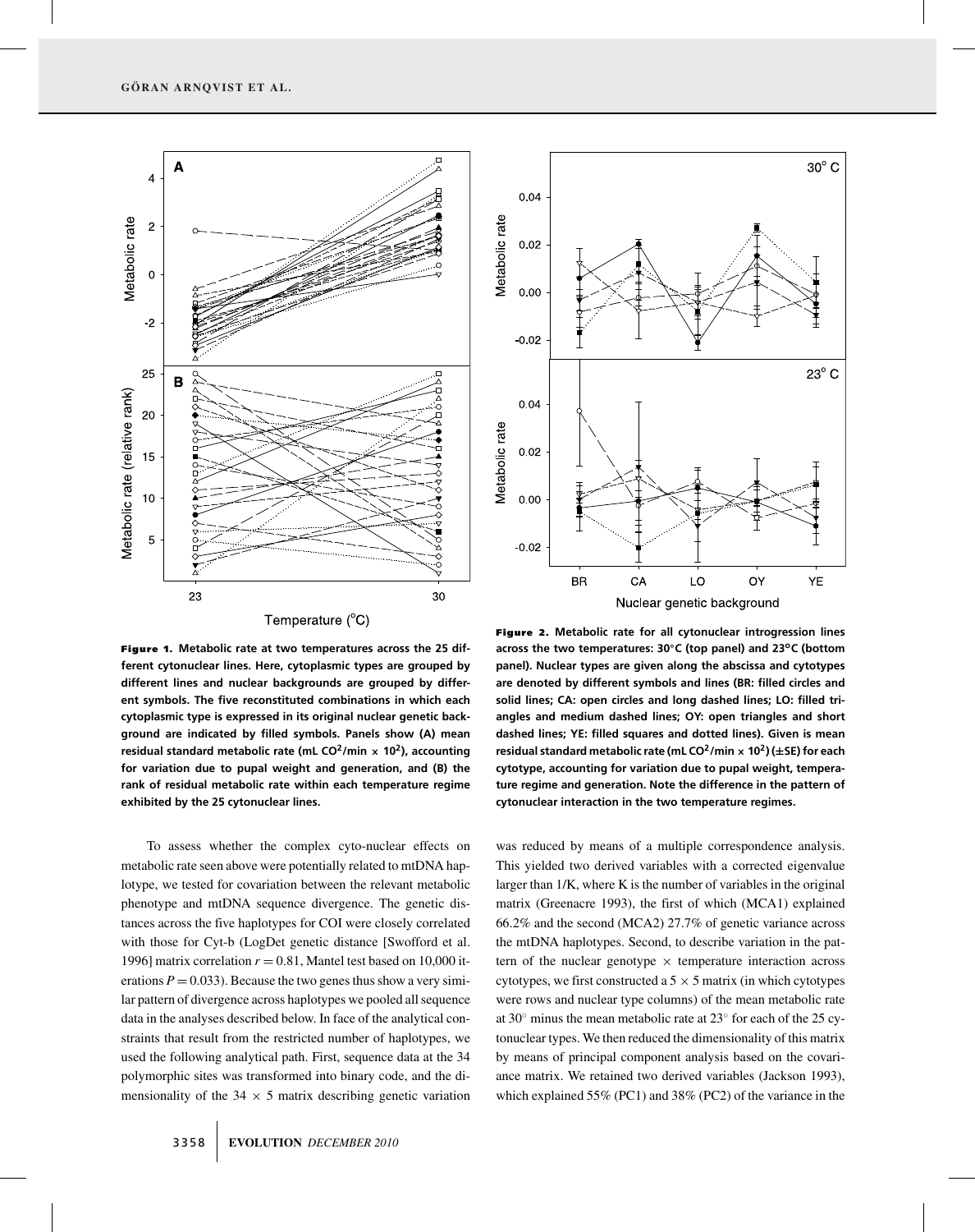**Figure 1.** Metabolic rate at two temperatures across the 25 different cytonuclear lines. Here, cytoplasmic types are grouped by different lines and nuclear backgrounds are grouped by different symbols. The five reconstituted combinations in which each cytoplasmic type is expressed in its original nuclear genetic background are indicated by filled symbols. Panels show (A) mean residual standard metabolic rate (mL $CO^2$/min × $10^2$), accounting for variation due to pupal weight and generation, and (B) the rank of residual metabolic rate within each temperature regime exhibited by the 25 cytonuclear lines.

**Figure 2.** Metabolic rate for all cytonuclear introgression lines across the two temperatures: 30°C (top panel) and 23°C (bottom panel). Nuclear types are given along the abscissa and cytotypes are denoted by different symbols and lines (BR: filled circles and solid lines; CA: open circles and long dashed lines; LO: filled triangles and medium dashed lines; OY: open triangles and short dashed lines; YE: filled squares and dotted lines). Given is mean residual standard metabolic rate (mL $CO^2$/min × $10^2$) (±SE) for each cytotype, accounting for variation due to pupal weight, temperature regime and generation. Note the difference in the pattern of cytonuclear interaction in the two temperature regimes.

To assess whether the complex cyto-nuclear effects on metabolic rate seen above were potentially related to mtDNA haplotype, we tested for covariation between the relevant metabolic phenotype and mtDNA sequence divergence. The genetic distances across the five haplotypes for COI were closely correlated with those for Cyt-b (LogDet genetic distance [Swofford et al. 1996] matrix correlation $r = 0.81$, Mantel test based on 10,000 iterations $P = 0.033$). Because the two genes thus show a very similar pattern of divergence across haplotypes we pooled all sequence data in the analyses described below. In face of the analytical constraints that result from the restricted number of haplotypes, we used the following analytical path. First, sequence data at the 34 polymorphic sites was transformed into binary code, and the dimensionality of the $34 \times 5$ matrix describing genetic variation was reduced by means of a multiple correspondence analysis. This yielded two derived variables with a corrected eigenvalue larger than 1/K, where K is the number of variables in the original matrix (Greenacre 1993), the first of which (MCA1) explained 66.2% and the second (MCA2) 27.7% of genetic variance across the mtDNA haplotypes. Second, to describe variation in the pattern of the nuclear genotype × temperature interaction across cytotypes, we first constructed a $5 \times 5$ matrix (in which cytotypes were rows and nuclear type columns) of the mean metabolic rate at 30° minus the mean metabolic rate at 23° for each of the 25 cytonuclear types. We then reduced the dimensionality of this matrix by means of principal component analysis based on the covariance matrix. We retained two derived variables (Jackson 1993), which explained 55% (PC1) and 38% (PC2) of the variance in the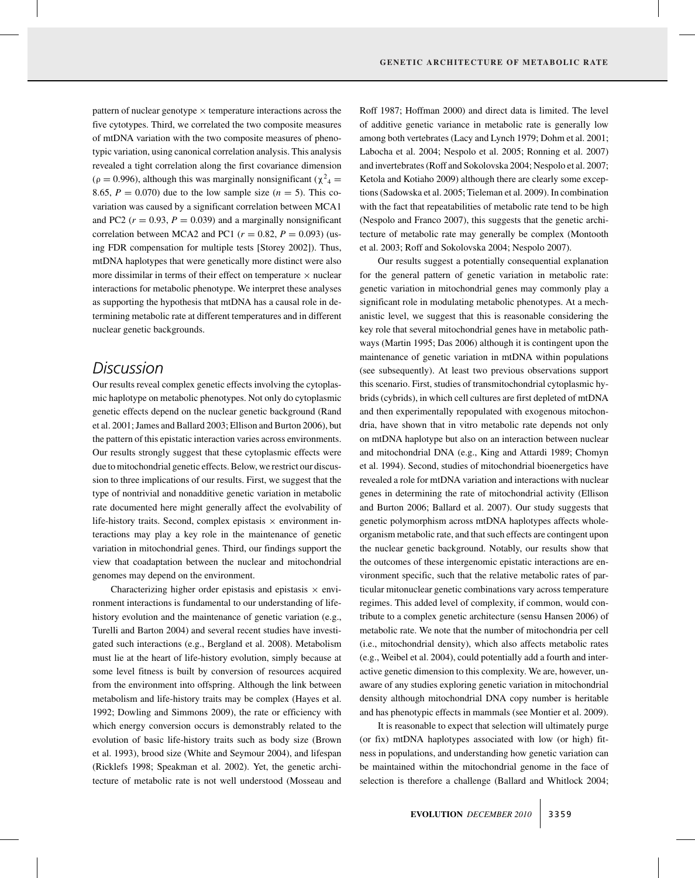pattern of nuclear genotype × temperature interactions across the five cytotypes. Third, we correlated the two composite measures of mtDNA variation with the two composite measures of phenotypic variation, using canonical correlation analysis. This analysis revealed a tight correlation along the first covariance dimension ($\rho = 0.996$), although this was marginally nonsignificant ($\chi^2_4 = 8.65$, $P = 0.070$) due to the low sample size ($n = 5$). This covariation was caused by a significant correlation between MCA1 and PC2 ($r = 0.93$, $P = 0.039$) and a marginally nonsignificant correlation between MCA2 and PC1 ($r = 0.82$, $P = 0.093$) (using FDR compensation for multiple tests [Storey 2002]). Thus, mtDNA haplotypes that were genetically more distinct were also more dissimilar in terms of their effect on temperature × nuclear interactions for metabolic phenotype. We interpret these analyses as supporting the hypothesis that mtDNA has a causal role in determining metabolic rate at different temperatures and in different nuclear genetic backgrounds.

# Discussion

Our results reveal complex genetic effects involving the cytoplasmic haplotype on metabolic phenotypes. Not only do cytoplasmic genetic effects depend on the nuclear genetic background (Rand et al. 2001; James and Ballard 2003; Ellison and Burton 2006), but the pattern of this epistatic interaction varies across environments. Our results strongly suggest that these cytoplasmic effects were due to mitochondrial genetic effects. Below, we restrict our discussion to three implications of our results. First, we suggest that the type of nontrivial and nonadditive genetic variation in metabolic rate documented here might generally affect the evolvability of life-history traits. Second, complex epistasis × environment interactions may play a key role in the maintenance of genetic variation in mitochondrial genes. Third, our findings support the view that coadaptation between the nuclear and mitochondrial genomes may depend on the environment.

Characterizing higher order epistasis and epistasis × environment interactions is fundamental to our understanding of life-history evolution and the maintenance of genetic variation (e.g., Turelli and Barton 2004) and several recent studies have investigated such interactions (e.g., Bergland et al. 2008). Metabolism must lie at the heart of life-history evolution, simply because at some level fitness is built by conversion of resources acquired from the environment into offspring. Although the link between metabolism and life-history traits may be complex (Hayes et al. 1992; Dowling and Simmons 2009), the rate or efficiency with which energy conversion occurs is demonstrably related to the evolution of basic life-history traits such as body size (Brown et al. 1993), brood size (White and Seymour 2004), and lifespan (Ricklefs 1998; Speakman et al. 2002). Yet, the genetic architecture of metabolic rate is not well understood (Mosseau and Roff 1987; Hoffman 2000) and direct data is limited. The level of additive genetic variance in metabolic rate is generally low among both vertebrates (Lacy and Lynch 1979; Dohm et al. 2001; Labocha et al. 2004; Nespolo et al. 2005; Ronning et al. 2007) and invertebrates (Roff and Sokolovska 2004; Nespolo et al. 2007; Ketola and Kotiaho 2009) although there are clearly some exceptions (Sadowska et al. 2005; Tieleman et al. 2009). In combination with the fact that repeatabilities of metabolic rate tend to be high (Nespolo and Franco 2007), this suggests that the genetic architecture of metabolic rate may generally be complex (Montooth et al. 2003; Roff and Sokolovska 2004; Nespolo 2007).

Our results suggest a potentially consequential explanation for the general pattern of genetic variation in metabolic rate: genetic variation in mitochondrial genes may commonly play a significant role in modulating metabolic phenotypes. At a mechanistic level, we suggest that this is reasonable considering the key role that several mitochondrial genes have in metabolic pathways (Martin 1995; Das 2006) although it is contingent upon the maintenance of genetic variation in mtDNA within populations (see subsequently). At least two previous observations support this scenario. First, studies of transmitochondrial cytoplasmic hybrids (cybrids), in which cell cultures are first depleted of mtDNA and then experimentally repopulated with exogenous mitochondria, have shown that in vitro metabolic rate depends not only on mtDNA haplotype but also on an interaction between nuclear and mitochondrial DNA (e.g., King and Attardi 1989; Chomyn et al. 1994). Second, studies of mitochondrial bioenergetics have revealed a role for mtDNA variation and interactions with nuclear genes in determining the rate of mitochondrial activity (Ellison and Burton 2006; Ballard et al. 2007). Our study suggests that genetic polymorphism across mtDNA haplotypes affects whole-organism metabolic rate, and that such effects are contingent upon the nuclear genetic background. Notably, our results show that the outcomes of these intergenomic epistatic interactions are environment specific, such that the relative metabolic rates of particular mitonuclear genetic combinations vary across temperature regimes. This added level of complexity, if common, would contribute to a complex genetic architecture (sensu Hansen 2006) of metabolic rate. We note that the number of mitochondria per cell (i.e., mitochondrial density), which also affects metabolic rates (e.g., Weibel et al. 2004), could potentially add a fourth and interactive genetic dimension to this complexity. We are, however, unaware of any studies exploring genetic variation in mitochondrial density although mitochondrial DNA copy number is heritable and has phenotypic effects in mammals (see Montier et al. 2009).

It is reasonable to expect that selection will ultimately purge (or fix) mtDNA haplotypes associated with low (or high) fitness in populations, and understanding how genetic variation can be maintained within the mitochondrial genome in the face of selection is therefore a challenge (Ballard and Whitlock 2004;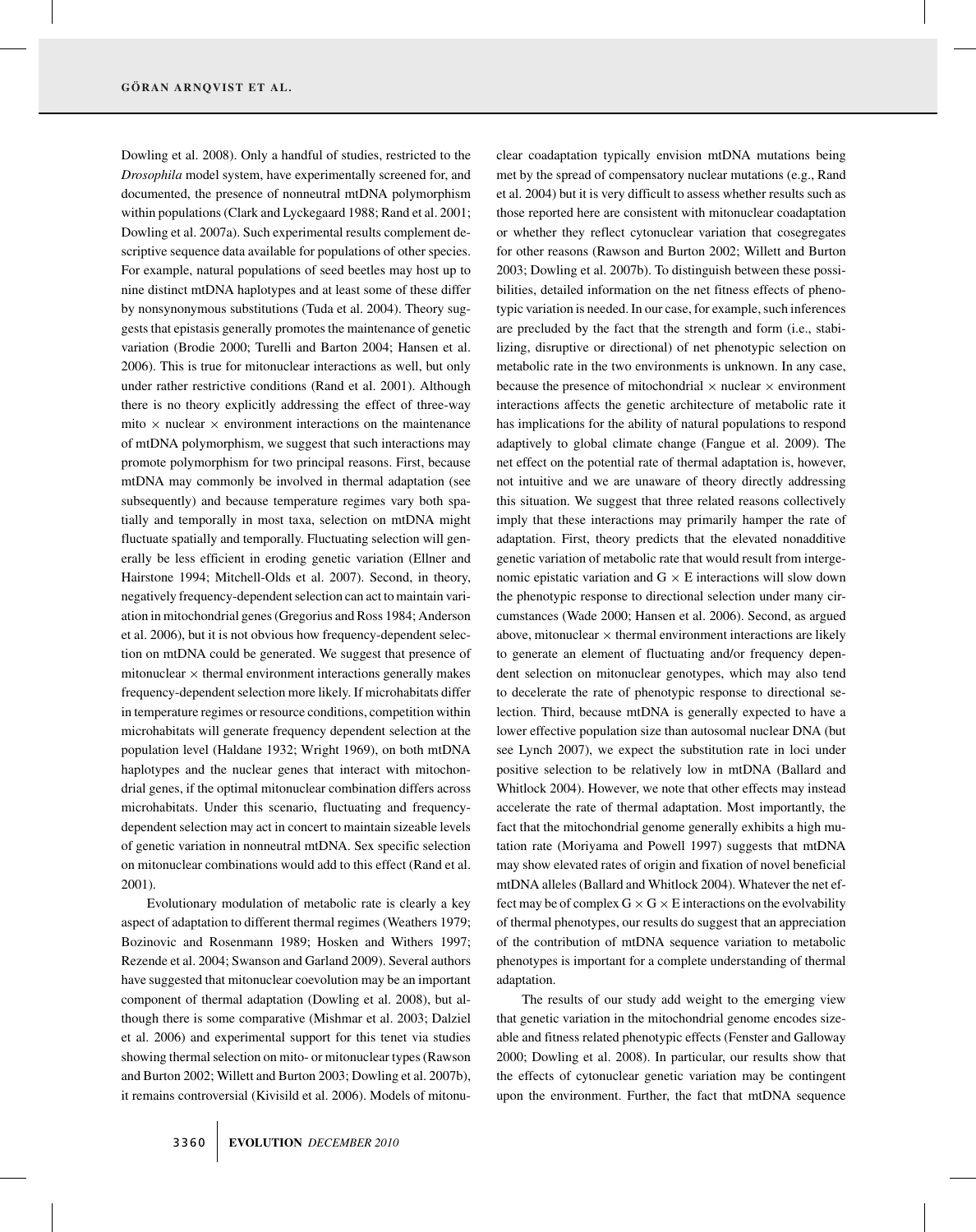Dowling et al. 2008). Only a handful of studies, restricted to the *Drosophila* model system, have experimentally screened for, and documented, the presence of nonneutral mtDNA polymorphism within populations (Clark and Lyckegaard 1988; Rand et al. 2001; Dowling et al. 2007a). Such experimental results complement descriptive sequence data available for populations of other species. For example, natural populations of seed beetles may host up to nine distinct mtDNA haplotypes and at least some of these differ by nonsynonymous substitutions (Tuda et al. 2004). Theory suggests that epistasis generally promotes the maintenance of genetic variation (Brodie 2000; Turelli and Barton 2004; Hansen et al. 2006). This is true for mitonuclear interactions as well, but only under rather restrictive conditions (Rand et al. 2001). Although there is no theory explicitly addressing the effect of three-way mito × nuclear × environment interactions on the maintenance of mtDNA polymorphism, we suggest that such interactions may promote polymorphism for two principal reasons. First, because mtDNA may commonly be involved in thermal adaptation (see subsequently) and because temperature regimes vary both spatially and temporally in most taxa, selection on mtDNA might fluctuate spatially and temporally. Fluctuating selection will generally be less efficient in eroding genetic variation (Ellner and Hairstone 1994; Mitchell-Olds et al. 2007). Second, in theory, negatively frequency-dependent selection can act to maintain variation in mitochondrial genes (Gregorius and Ross 1984; Anderson et al. 2006), but it is not obvious how frequency-dependent selection on mtDNA could be generated. We suggest that presence of mitonuclear × thermal environment interactions generally makes frequency-dependent selection more likely. If microhabitats differ in temperature regimes or resource conditions, competition within microhabitats will generate frequency dependent selection at the population level (Haldane 1932; Wright 1969), on both mtDNA haplotypes and the nuclear genes that interact with mitochondrial genes, if the optimal mitonuclear combination differs across microhabitats. Under this scenario, fluctuating and frequency-dependent selection may act in concert to maintain sizeable levels of genetic variation in nonneutral mtDNA. Sex specific selection on mitonuclear combinations would add to this effect (Rand et al. 2001).

Evolutionary modulation of metabolic rate is clearly a key aspect of adaptation to different thermal regimes (Weathers 1979; Bozinovic and Rosenmann 1989; Hosken and Withers 1997; Rezende et al. 2004; Swanson and Garland 2009). Several authors have suggested that mitonuclear coevolution may be an important component of thermal adaptation (Dowling et al. 2008), but although there is some comparative (Mishmar et al. 2003; Dalziel et al. 2006) and experimental support for this tenet via studies showing thermal selection on mito- or mitonuclear types (Rawson and Burton 2002; Willett and Burton 2003; Dowling et al. 2007b), it remains controversial (Kivisild et al. 2006). Models of mitonuclear coadaptation typically envision mtDNA mutations being met by the spread of compensatory nuclear mutations (e.g., Rand et al. 2004) but it is very difficult to assess whether results such as those reported here are consistent with mitonuclear coadaptation or whether they reflect cytonuclear variation that cosegregates for other reasons (Rawson and Burton 2002; Willett and Burton 2003; Dowling et al. 2007b). To distinguish between these possibilities, detailed information on the net fitness effects of phenotypic variation is needed. In our case, for example, such inferences are precluded by the fact that the strength and form (i.e., stabilizing, disruptive or directional) of net phenotypic selection on metabolic rate in the two environments is unknown. In any case, because the presence of mitochondrial × nuclear × environment interactions affects the genetic architecture of metabolic rate it has implications for the ability of natural populations to respond adaptively to global climate change (Fangue et al. 2009). The net effect on the potential rate of thermal adaptation is, however, not intuitive and we are unaware of theory directly addressing this situation. We suggest that three related reasons collectively imply that these interactions may primarily hamper the rate of adaptation. First, theory predicts that the elevated nonadditive genetic variation of metabolic rate that would result from intergenomic epistatic variation and G × E interactions will slow down the phenotypic response to directional selection under many circumstances (Wade 2000; Hansen et al. 2006). Second, as argued above, mitonuclear × thermal environment interactions are likely to generate an element of fluctuating and/or frequency dependent selection on mitonuclear genotypes, which may also tend to decelerate the rate of phenotypic response to directional selection. Third, because mtDNA is generally expected to have a lower effective population size than autosomal nuclear DNA (but see Lynch 2007), we expect the substitution rate in loci under positive selection to be relatively low in mtDNA (Ballard and Whitlock 2004). However, we note that other effects may instead accelerate the rate of thermal adaptation. Most importantly, the fact that the mitochondrial genome generally exhibits a high mutation rate (Moriyama and Powell 1997) suggests that mtDNA may show elevated rates of origin and fixation of novel beneficial mtDNA alleles (Ballard and Whitlock 2004). Whatever the net effect may be of complex G × G × E interactions on the evolvability of thermal phenotypes, our results do suggest that an appreciation of the contribution of mtDNA sequence variation to metabolic phenotypes is important for a complete understanding of thermal adaptation.

The results of our study add weight to the emerging view that genetic variation in the mitochondrial genome encodes sizeable and fitness related phenotypic effects (Fenster and Galloway 2000; Dowling et al. 2008). In particular, our results show that the effects of cytonuclear genetic variation may be contingent upon the environment. Further, the fact that mtDNA sequence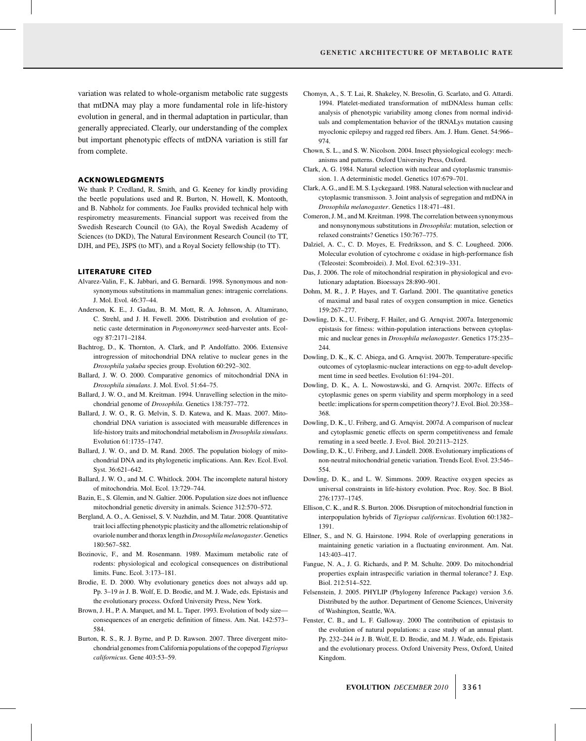variation was related to whole-organism metabolic rate suggests that mtDNA may play a more fundamental role in life-history evolution in general, and in thermal adaptation in particular, than generally appreciated. Clearly, our understanding of the complex but important phenotypic effects of mtDNA variation is still far from complete.

## ACKNOWLEDGMENTS

We thank P. Credland, R. Smith, and G. Keeney for kindly providing the beetle populations used and R. Burton, N. Howell, K. Montooth, and B. Nabholz for comments. Joe Faulks provided technical help with respirometry measurements. Financial support was received from the Swedish Research Council (to GA), the Royal Swedish Academy of Sciences (to DKD), The Natural Environment Research Council (to TT, DJH, and PE), JSPS (to MT), and a Royal Society fellowship (to TT).

## LITERATURE CITED

Alvarez-Valin, F., K. Jabbari, and G. Bernardi. 1998. Synonymous and nonsynonymous substitutions in mammalian genes: intragenic correlations. J. Mol. Evol. 46:37–44.

Anderson, K. E., J. Gadau, B. M. Mott, R. A. Johnson, A. Altamirano, C. Strehl, and J. H. Fewell. 2006. Distribution and evolution of genetic caste determination in *Pogonomyrmex* seed-harvester ants. Ecology 87:2171–2184.

Bachtrog, D., K. Thornton, A. Clark, and P. Andolfatto. 2006. Extensive introgression of mitochondrial DNA relative to nuclear genes in the *Drosophila yakuba* species group. Evolution 60:292–302.

Ballard, J. W. O. 2000. Comparative genomics of mitochondrial DNA in *Drosophila simulans*. J. Mol. Evol. 51:64–75.

Ballard, J. W. O., and M. Kreitman. 1994. Unravelling selection in the mitochondrial genome of *Drosophila*. Genetics 138:757–772.

Ballard, J. W. O., R. G. Melvin, S. D. Katewa, and K. Maas. 2007. Mitochondrial DNA variation is associated with measurable differences in life-history traits and mitochondrial metabolism in *Drosophila simulans*. Evolution 61:1735–1747.

Ballard, J. W. O., and D. M. Rand. 2005. The population biology of mitochondrial DNA and its phylogenetic implications. Ann. Rev. Ecol. Evol. Syst. 36:621–642.

Ballard, J. W. O., and M. C. Whitlock. 2004. The incomplete natural history of mitochondria. Mol. Ecol. 13:729–744.

Bazin, E., S. Glemin, and N. Galtier. 2006. Population size does not influence mitochondrial genetic diversity in animals. Science 312:570–572.

Bergland, A. O., A. Genissel, S. V. Nuzhdin, and M. Tatar. 2008. Quantitative trait loci affecting phenotypic plasticity and the allometric relationship of ovariole number and thorax length in *Drosophila melanogaster*. Genetics 180:567–582.

Bozinovic, F., and M. Rosenmann. 1989. Maximum metabolic rate of rodents: physiological and ecological consequences on distributional limits. Func. Ecol. 3:173–181.

Brodie, E. D. 2000. Why evolutionary genetics does not always add up. Pp. 3–19 *in* J. B. Wolf, E. D. Brodie, and M. J. Wade, eds. Epistasis and the evolutionary process. Oxford University Press, New York.

Brown, J. H., P. A. Marquet, and M. L. Taper. 1993. Evolution of body size—consequences of an energetic definition of fitness. Am. Nat. 142:573–584.

Burton, R. S., R. J. Byrne, and P. D. Rawson. 2007. Three divergent mitochondrial genomes from California populations of the copepod *Tigriopus californicus*. Gene 403:53–59.

Chomyn, A., S. T. Lai, R. Shakeley, N. Bresolin, G. Scarlato, and G. Attardi. 1994. Platelet-mediated transformation of mtDNAless human cells: analysis of phenotypic variability among clones from normal individuals and complementation behavior of the tRNALys mutation causing myoclonic epilepsy and ragged red fibers. Am. J. Hum. Genet. 54:966–974.

Chown, S. L., and S. W. Nicolson. 2004. Insect physiological ecology: mechanisms and patterns. Oxford University Press, Oxford.

Clark, A. G. 1984. Natural selection with nuclear and cytoplasmic transmission. 1. A deterministic model. Genetics 107:679–701.

Clark, A. G., and E. M. S. Lyckegaard. 1988. Natural selection with nuclear and cytoplasmic transmisson. 3. Joint analysis of segregation and mtDNA in *Drosophila melanogaster*. Genetics 118:471–481.

Comeron, J. M., and M. Kreitman. 1998. The correlation between synonymous and nonsynonymous substitutions in *Drosophila*: mutation, selection or relaxed constraints? Genetics 150:767–775.

Dalziel, A. C., C. D. Moyes, E. Fredriksson, and S. C. Lougheed. 2006. Molecular evolution of cytochrome c oxidase in high-performance fish (Teleostei: Scombroidei). J. Mol. Evol. 62:319–331.

Das, J. 2006. The role of mitochondrial respiration in physiological and evolutionary adaptation. Bioessays 28:890–901.

Dohm, M. R., J. P. Hayes, and T. Garland. 2001. The quantitative genetics of maximal and basal rates of oxygen consumption in mice. Genetics 159:267–277.

Dowling, D. K., U. Friberg, F. Hailer, and G. Arnqvist. 2007a. Intergenomic epistasis for fitness: within-population interactions between cytoplasmic and nuclear genes in *Drosophila melanogaster*. Genetics 175:235–244.

Dowling, D. K., K. C. Abiega, and G. Arnqvist. 2007b. Temperature-specific outcomes of cytoplasmic-nuclear interactions on egg-to-adult development time in seed beetles. Evolution 61:194–201.

Dowling, D. K., A. L. Nowostawski, and G. Arnqvist. 2007c. Effects of cytoplasmic genes on sperm viability and sperm morphology in a seed beetle: implications for sperm competition theory? J. Evol. Biol. 20:358–368.

Dowling, D. K., U. Friberg, and G. Arnqvist. 2007d. A comparison of nuclear and cytoplasmic genetic effects on sperm competitiveness and female remating in a seed beetle. J. Evol. Biol. 20:2113–2125.

Dowling, D. K., U. Friberg, and J. Lindell. 2008. Evolutionary implications of non-neutral mitochondrial genetic variation. Trends Ecol. Evol. 23:546–554.

Dowling, D. K., and L. W. Simmons. 2009. Reactive oxygen species as universal constraints in life-history evolution. Proc. Roy. Soc. B Biol. 276:1737–1745.

Ellison, C. K., and R. S. Burton. 2006. Disruption of mitochondrial function in interpopulation hybrids of *Tigriopus californicus*. Evolution 60:1382–1391.

Ellner, S., and N. G. Hairstone. 1994. Role of overlapping generations in maintaining genetic variation in a fluctuating environment. Am. Nat. 143:403–417.

Fangue, N. A., J. G. Richards, and P. M. Schulte. 2009. Do mitochondrial properties explain intraspecific variation in thermal tolerance? J. Exp. Biol. 212:514–522.

Felsenstein, J. 2005. PHYLIP (Phylogeny Inference Package) version 3.6. Distributed by the author. Department of Genome Sciences, University of Washington, Seattle, WA.

Fenster, C. B., and L. F. Galloway. 2000 The contribution of epistasis to the evolution of natural populations: a case study of an annual plant. Pp. 232–244 *in* J. B. Wolf, E. D. Brodie, and M. J. Wade, eds. Epistasis and the evolutionary process. Oxford University Press, Oxford, United Kingdom.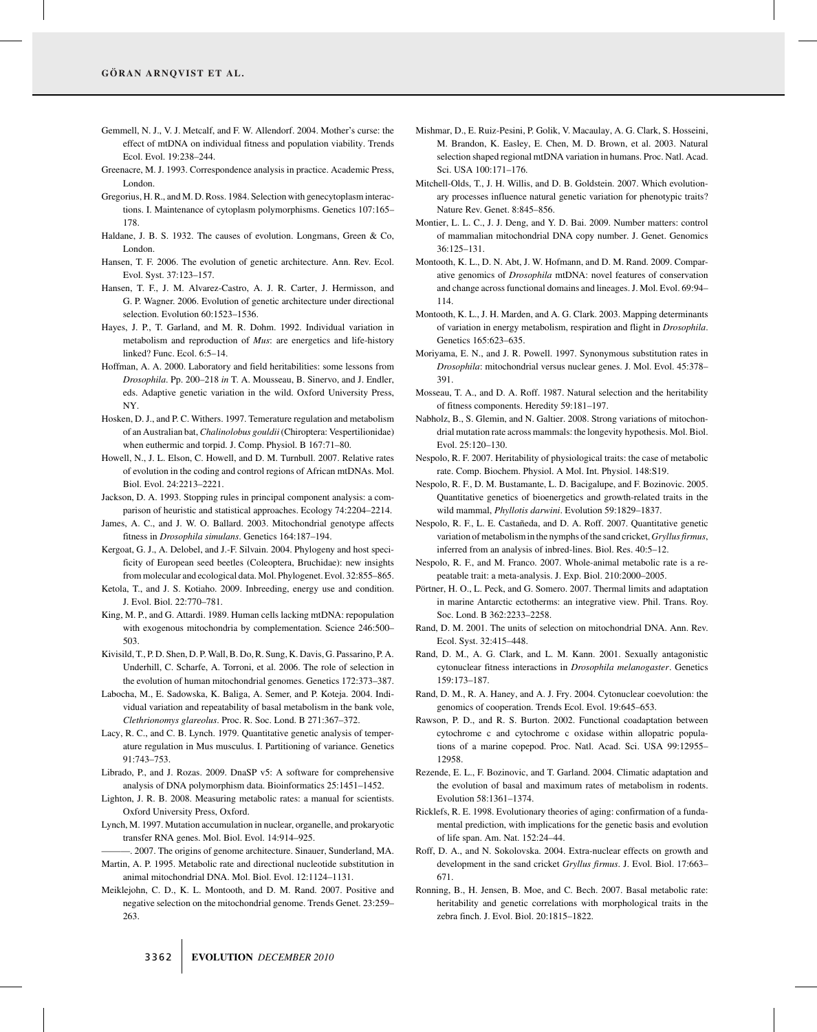Gemmell, N. J., V. J. Metcalf, and F. W. Allendorf. 2004. Mother's curse: the effect of mtDNA on individual fitness and population viability. Trends Ecol. Evol. 19:238–244.

Greenacre, M. J. 1993. Correspondence analysis in practice. Academic Press, London.

Gregorius, H. R., and M. D. Ross. 1984. Selection with genecytoplasm interactions. I. Maintenance of cytoplasm polymorphisms. Genetics 107:165–178.

Haldane, J. B. S. 1932. The causes of evolution. Longmans, Green & Co, London.

Hansen, T. F. 2006. The evolution of genetic architecture. Ann. Rev. Ecol. Evol. Syst. 37:123–157.

Hansen, T. F., J. M. Alvarez-Castro, A. J. R. Carter, J. Hermisson, and G. P. Wagner. 2006. Evolution of genetic architecture under directional selection. Evolution 60:1523–1536.

Hayes, J. P., T. Garland, and M. R. Dohm. 1992. Individual variation in metabolism and reproduction of *Mus*: are energetics and life-history linked? Func. Ecol. 6:5–14.

Hoffman, A. A. 2000. Laboratory and field heritabilities: some lessons from *Drosophila*. Pp. 200–218 *in* T. A. Mousseau, B. Sinervo, and J. Endler, eds. Adaptive genetic variation in the wild. Oxford University Press, NY.

Hosken, D. J., and P. C. Withers. 1997. Temerature regulation and metabolism of an Australian bat, *Chalinolobus gouldii* (Chiroptera: Vespertilionidae) when euthermic and torpid. J. Comp. Physiol. B 167:71–80.

Howell, N., J. L. Elson, C. Howell, and D. M. Turnbull. 2007. Relative rates of evolution in the coding and control regions of African mtDNAs. Mol. Biol. Evol. 24:2213–2221.

Jackson, D. A. 1993. Stopping rules in principal component analysis: a comparison of heuristic and statistical approaches. Ecology 74:2204–2214.

James, A. C., and J. W. O. Ballard. 2003. Mitochondrial genotype affects fitness in *Drosophila simulans*. Genetics 164:187–194.

Kergoat, G. J., A. Delobel, and J.-F. Silvain. 2004. Phylogeny and host specificity of European seed beetles (Coleoptera, Bruchidae): new insights from molecular and ecological data. Mol. Phylogenet. Evol. 32:855–865.

Ketola, T., and J. S. Kotiaho. 2009. Inbreeding, energy use and condition. J. Evol. Biol. 22:770–781.

King, M. P., and G. Attardi. 1989. Human cells lacking mtDNA: repopulation with exogenous mitochondria by complementation. Science 246:500–503.

Kivisild, T., P. D. Shen, D. P. Wall, B. Do, R. Sung, K. Davis, G. Passarino, P. A. Underhill, C. Scharfe, A. Torroni, et al. 2006. The role of selection in the evolution of human mitochondrial genomes. Genetics 172:373–387.

Labocha, M., E. Sadowska, K. Baliga, A. Semer, and P. Koteja. 2004. Individual variation and repeatability of basal metabolism in the bank vole, *Clethrionomys glareolus*. Proc. R. Soc. Lond. B 271:367–372.

Lacy, R. C., and C. B. Lynch. 1979. Quantitative genetic analysis of temperature regulation in Mus musculus. I. Partitioning of variance. Genetics 91:743–753.

Librado, P., and J. Rozas. 2009. DnaSP v5: A software for comprehensive analysis of DNA polymorphism data. Bioinformatics 25:1451–1452.

Lighton, J. R. B. 2008. Measuring metabolic rates: a manual for scientists. Oxford University Press, Oxford.

Lynch, M. 1997. Mutation accumulation in nuclear, organelle, and prokaryotic transfer RNA genes. Mol. Biol. Evol. 14:914–925.

———. 2007. The origins of genome architecture. Sinauer, Sunderland, MA.

Martin, A. P. 1995. Metabolic rate and directional nucleotide substitution in animal mitochondrial DNA. Mol. Biol. Evol. 12:1124–1131.

Meiklejohn, C. D., K. L. Montooth, and D. M. Rand. 2007. Positive and negative selection on the mitochondrial genome. Trends Genet. 23:259–263.

Mishmar, D., E. Ruiz-Pesini, P. Golik, V. Macaulay, A. G. Clark, S. Hosseini, M. Brandon, K. Easley, E. Chen, M. D. Brown, et al. 2003. Natural selection shaped regional mtDNA variation in humans. Proc. Natl. Acad. Sci. USA 100:171–176.

Mitchell-Olds, T., J. H. Willis, and D. B. Goldstein. 2007. Which evolutionary processes influence natural genetic variation for phenotypic traits? Nature Rev. Genet. 8:845–856.

Montier, L. L. C., J. J. Deng, and Y. D. Bai. 2009. Number matters: control of mammalian mitochondrial DNA copy number. J. Genet. Genomics 36:125–131.

Montooth, K. L., D. N. Abt, J. W. Hofmann, and D. M. Rand. 2009. Comparative genomics of *Drosophila* mtDNA: novel features of conservation and change across functional domains and lineages. J. Mol. Evol. 69:94–114.

Montooth, K. L., J. H. Marden, and A. G. Clark. 2003. Mapping determinants of variation in energy metabolism, respiration and flight in *Drosophila*. Genetics 165:623–635.

Moriyama, E. N., and J. R. Powell. 1997. Synonymous substitution rates in *Drosophila*: mitochondrial versus nuclear genes. J. Mol. Evol. 45:378–391.

Mosseau, T. A., and D. A. Roff. 1987. Natural selection and the heritability of fitness components. Heredity 59:181–197.

Nabholz, B., S. Glemin, and N. Galtier. 2008. Strong variations of mitochondrial mutation rate across mammals: the longevity hypothesis. Mol. Biol. Evol. 25:120–130.

Nespolo, R. F. 2007. Heritability of physiological traits: the case of metabolic rate. Comp. Biochem. Physiol. A Mol. Int. Physiol. 148:S19.

Nespolo, R. F., D. M. Bustamante, L. D. Bacigalupe, and F. Bozinovic. 2005. Quantitative genetics of bioenergetics and growth-related traits in the wild mammal, *Phyllotis darwini*. Evolution 59:1829–1837.

Nespolo, R. F., L. E. Castañeda, and D. A. Roff. 2007. Quantitative genetic variation of metabolism in the nymphs of the sand cricket, *Gryllus firmus*, inferred from an analysis of inbred-lines. Biol. Res. 40:5–12.

Nespolo, R. F., and M. Franco. 2007. Whole-animal metabolic rate is a repeatable trait: a meta-analysis. J. Exp. Biol. 210:2000–2005.

Pörtner, H. O., L. Peck, and G. Somero. 2007. Thermal limits and adaptation in marine Antarctic ectotherms: an integrative view. Phil. Trans. Roy. Soc. Lond. B 362:2233–2258.

Rand, D. M. 2001. The units of selection on mitochondrial DNA. Ann. Rev. Ecol. Syst. 32:415–448.

Rand, D. M., A. G. Clark, and L. M. Kann. 2001. Sexually antagonistic cytonuclear fitness interactions in *Drosophila melanogaster*. Genetics 159:173–187.

Rand, D. M., R. A. Haney, and A. J. Fry. 2004. Cytonuclear coevolution: the genomics of cooperation. Trends Ecol. Evol. 19:645–653.

Rawson, P. D., and R. S. Burton. 2002. Functional coadaptation between cytochrome c and cytochrome c oxidase within allopatric populations of a marine copepod. Proc. Natl. Acad. Sci. USA 99:12955–12958.

Rezende, E. L., F. Bozinovic, and T. Garland. 2004. Climatic adaptation and the evolution of basal and maximum rates of metabolism in rodents. Evolution 58:1361–1374.

Ricklefs, R. E. 1998. Evolutionary theories of aging: confirmation of a fundamental prediction, with implications for the genetic basis and evolution of life span. Am. Nat. 152:24–44.

Roff, D. A., and N. Sokolovska. 2004. Extra-nuclear effects on growth and development in the sand cricket *Gryllus firmus*. J. Evol. Biol. 17:663–671.

Ronning, B., H. Jensen, B. Moe, and C. Bech. 2007. Basal metabolic rate: heritability and genetic correlations with morphological traits in the zebra finch. J. Evol. Biol. 20:1815–1822.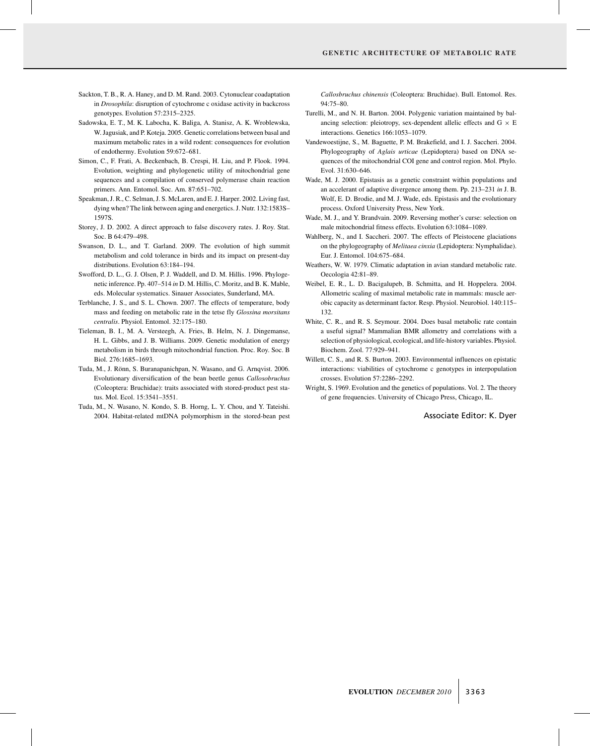Sackton, T. B., R. A. Haney, and D. M. Rand. 2003. Cytonuclear coadaptation in *Drosophila*: disruption of cytochrome c oxidase activity in backcross genotypes. Evolution 57:2315–2325.

Sadowska, E. T., M. K. Labocha, K. Baliga, A. Stanisz, A. K. Wroblewska, W. Jagusiak, and P. Koteja. 2005. Genetic correlations between basal and maximum metabolic rates in a wild rodent: consequences for evolution of endothermy. Evolution 59:672–681.

Simon, C., F. Frati, A. Beckenbach, B. Crespi, H. Liu, and P. Flook. 1994. Evolution, weighting and phylogenetic utility of mitochondrial gene sequences and a compilation of conserved polymerase chain reaction primers. Ann. Entomol. Soc. Am. 87:651–702.

Speakman, J. R., C. Selman, J. S. McLaren, and E. J. Harper. 2002. Living fast, dying when? The link between aging and energetics. J. Nutr. 132:1583S–1597S.

Storey, J. D. 2002. A direct approach to false discovery rates. J. Roy. Stat. Soc. B 64:479–498.

Swanson, D. L., and T. Garland. 2009. The evolution of high summit metabolism and cold tolerance in birds and its impact on present-day distributions. Evolution 63:184–194.

Swofford, D. L., G. J. Olsen, P. J. Waddell, and D. M. Hillis. 1996. Phylogenetic inference. Pp. 407–514 *in* D. M. Hillis, C. Moritz, and B. K. Mable, eds. Molecular systematics. Sinauer Associates, Sunderland, MA.

Terblanche, J. S., and S. L. Chown. 2007. The effects of temperature, body mass and feeding on metabolic rate in the tetse fly *Glossina morsitans centralis*. Physiol. Entomol. 32:175–180.

Tieleman, B. I., M. A. Versteegh, A. Fries, B. Helm, N. J. Dingemanse, H. L. Gibbs, and J. B. Williams. 2009. Genetic modulation of energy metabolism in birds through mitochondrial function. Proc. Roy. Soc. B Biol. 276:1685–1693.

Tuda, M., J. Rönn, S. Buranapanichpan, N. Wasano, and G. Arnqvist. 2006. Evolutionary diversification of the bean beetle genus *Callosobruchus* (Coleoptera: Bruchidae): traits associated with stored-product pest status. Mol. Ecol. 15:3541–3551.

Tuda, M., N. Wasano, N. Kondo, S. B. Horng, L. Y. Chou, and Y. Tateishi. 2004. Habitat-related mtDNA polymorphism in the stored-bean pest *Callosbruchus chinensis* (Coleoptera: Bruchidae). Bull. Entomol. Res. 94:75–80.

Turelli, M., and N. H. Barton. 2004. Polygenic variation maintained by balancing selection: pleiotropy, sex-dependent allelic effects and $G \times E$ interactions. Genetics 166:1053–1079.

Vandewoestijne, S., M. Baguette, P. M. Brakefield, and I. J. Saccheri. 2004. Phylogeography of *Aglais urticae* (Lepidoptera) based on DNA sequences of the mitochondrial COI gene and control region. Mol. Phylo. Evol. 31:630–646.

Wade, M. J. 2000. Epistasis as a genetic constraint within populations and an accelerant of adaptive divergence among them. Pp. 213–231 *in* J. B. Wolf, E. D. Brodie, and M. J. Wade, eds. Epistasis and the evolutionary process. Oxford University Press, New York.

Wade, M. J., and Y. Brandvain. 2009. Reversing mother's curse: selection on male mitochondrial fitness effects. Evolution 63:1084–1089.

Wahlberg, N., and I. Saccheri. 2007. The effects of Pleistocene glaciations on the phylogeography of *Melitaea cinxia* (Lepidoptera: Nymphalidae). Eur. J. Entomol. 104:675–684.

Weathers, W. W. 1979. Climatic adaptation in avian standard metabolic rate. Oecologia 42:81–89.

Weibel, E. R., L. D. Bacigalupeb, B. Schmitta, and H. Hoppelera. 2004. Allometric scaling of maximal metabolic rate in mammals: muscle aerobic capacity as determinant factor. Resp. Physiol. Neurobiol. 140:115–132.

White, C. R., and R. S. Seymour. 2004. Does basal metabolic rate contain a useful signal? Mammalian BMR allometry and correlations with a selection of physiological, ecological, and life-history variables. Physiol. Biochem. Zool. 77:929–941.

Willett, C. S., and R. S. Burton. 2003. Environmental influences on epistatic interactions: viabilities of cytochrome c genotypes in interpopulation crosses. Evolution 57:2286–2292.

Wright, S. 1969. Evolution and the genetics of populations. Vol. 2. The theory of gene frequencies. University of Chicago Press, Chicago, IL.

Associate Editor: K. Dyer